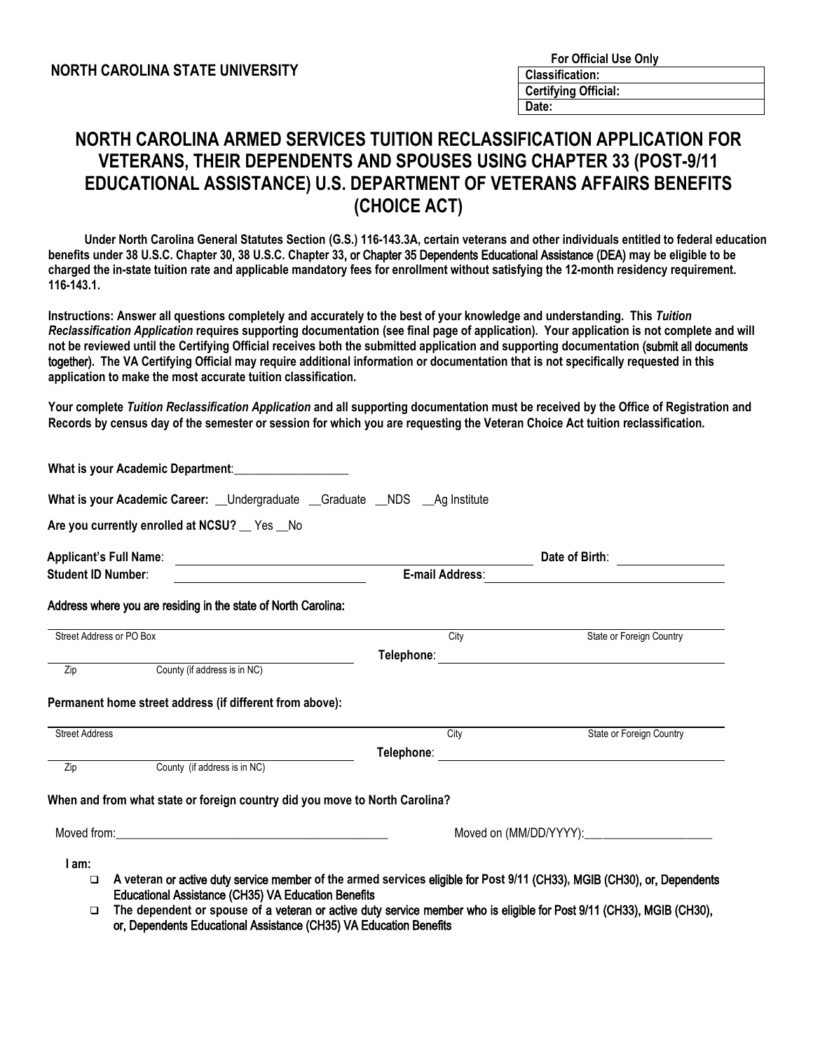**NORTH CAROLINA STATE UNIVERSITY**

| For Official Use Only |
|---|
| **Classification:** |
| **Certifying Official:** |
| **Date:** |

# NORTH CAROLINA ARMED SERVICES TUITION RECLASSIFICATION APPLICATION FOR VETERANS, THEIR DEPENDENTS AND SPOUSES USING CHAPTER 33 (POST-9/11 EDUCATIONAL ASSISTANCE) U.S. DEPARTMENT OF VETERANS AFFAIRS BENEFITS (CHOICE ACT)

**Under North Carolina General Statutes Section (G.S.) 116-143.3A, certain veterans and other individuals entitled to federal education benefits under 38 U.S.C. Chapter 30, 38 U.S.C. Chapter 33, or Chapter 35 Dependents Educational Assistance (DEA) may be eligible to be charged the in-state tuition rate and applicable mandatory fees for enrollment without satisfying the 12-month residency requirement. 116-143.1.**

**Instructions: Answer all questions completely and accurately to the best of your knowledge and understanding. This *Tuition Reclassification Application* requires supporting documentation (see final page of application). Your application is not complete and will not be reviewed until the Certifying Official receives both the submitted application and supporting documentation (submit all documents together). The VA Certifying Official may require additional information or documentation that is not specifically requested in this application to make the most accurate tuition classification.**

**Your complete *Tuition Reclassification Application* and all supporting documentation must be received by the Office of Registration and Records by census day of the semester or session for which you are requesting the Veteran Choice Act tuition reclassification.**

**What is your Academic Department**:___________________

**What is your Academic Career:** __Undergraduate __Graduate __NDS __Ag Institute

**Are you currently enrolled at NCSU?** __ Yes __No

**Applicant's Full Name**: ______________________________ **Date of Birth**: ______________

**Student ID Number**: ______________________ **E-mail Address**: ______________________________

**Address where you are residing in the state of North Carolina:**

______________________________________________________________________

Street Address or PO Box | City | State or Foreign Country

______________________________ **Telephone**: ______________________________

Zip | County (if address is in NC)

**Permanent home street address (if different from above):**

______________________________________________________________________

Street Address | City | State or Foreign Country

______________________________ **Telephone**: ______________________________

Zip | County (if address is in NC)

**When and from what state or foreign country did you move to North Carolina?**

Moved from:_______________________________________________ Moved on (MM/DD/YYYY):____________________

**I am:**

- ❑ **A veteran or active duty service member of the armed services eligible for Post 9/11 (CH33), MGIB (CH30), or, Dependents Educational Assistance (CH35) VA Education Benefits**
- ❑ **The dependent or spouse of a veteran or active duty service member who is eligible for Post 9/11 (CH33), MGIB (CH30), or, Dependents Educational Assistance (CH35) VA Education Benefits**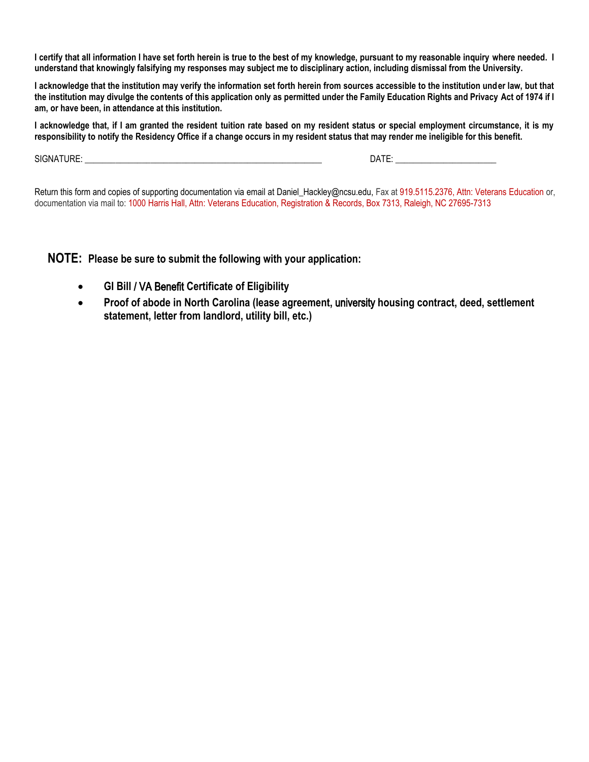**I certify that all information I have set forth herein is true to the best of my knowledge, pursuant to my reasonable inquiry where needed. I understand that knowingly falsifying my responses may subject me to disciplinary action, including dismissal from the University.**

**I acknowledge that the institution may verify the information set forth herein from sources accessible to the institution under law, but that the institution may divulge the contents of this application only as permitted under the Family Education Rights and Privacy Act of 1974 if I am, or have been, in attendance at this institution.**

**I acknowledge that, if I am granted the resident tuition rate based on my resident status or special employment circumstance, it is my responsibility to notify the Residency Office if a change occurs in my resident status that may render me ineligible for this benefit.**

SIGNATURE: ______________________________________________________ DATE: _______________________

Return this form and copies of supporting documentation via email at Daniel_Hackley@ncsu.edu, Fax at 919.5115.2376, Attn: Veterans Education or, documentation via mail to: 1000 Harris Hall, Attn: Veterans Education, Registration & Records, Box 7313, Raleigh, NC 27695-7313

**NOTE: Please be sure to submit the following with your application:**

- **GI Bill / VA Benefit Certificate of Eligibility**
- **Proof of abode in North Carolina (lease agreement, university housing contract, deed, settlement statement, letter from landlord, utility bill, etc.)**